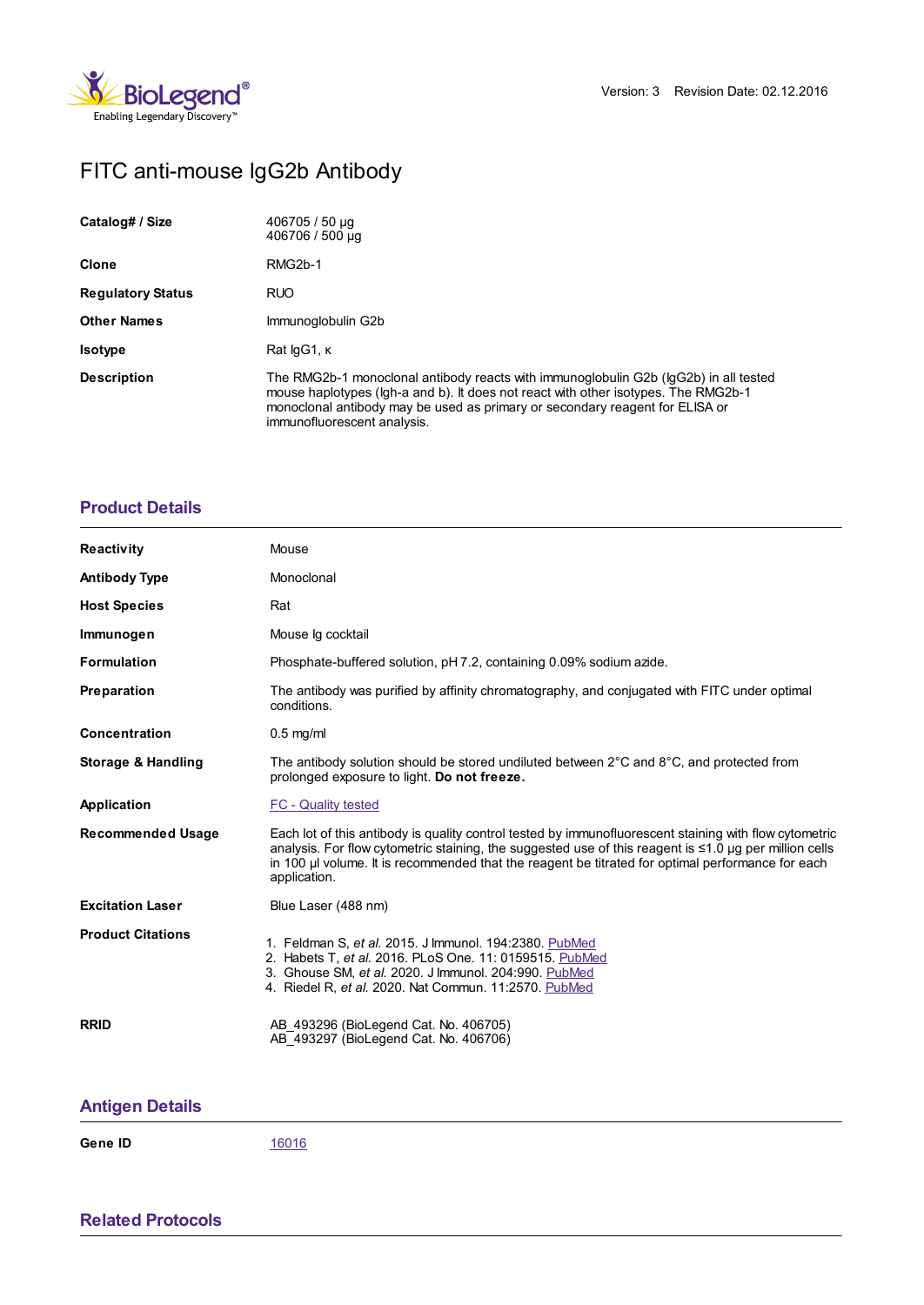Version: 3 Revision Date: 02.12.2016

# FITC anti-mouse IgG2b Antibody

| | |
|---|---|
| **Catalog# / Size** | 406705 / 50 µg<br>406706 / 500 µg |
| **Clone** | RMG2b-1 |
| **Regulatory Status** | RUO |
| **Other Names** | Immunoglobulin G2b |
| **Isotype** | Rat IgG1, κ |
| **Description** | The RMG2b-1 monoclonal antibody reacts with immunoglobulin G2b (IgG2b) in all tested mouse haplotypes (Igh-a and b). It does not react with other isotypes. The RMG2b-1 monoclonal antibody may be used as primary or secondary reagent for ELISA or immunofluorescent analysis. |

## Product Details

| | |
|---|---|
| **Reactivity** | Mouse |
| **Antibody Type** | Monoclonal |
| **Host Species** | Rat |
| **Immunogen** | Mouse Ig cocktail |
| **Formulation** | Phosphate-buffered solution, pH 7.2, containing 0.09% sodium azide. |
| **Preparation** | The antibody was purified by affinity chromatography, and conjugated with FITC under optimal conditions. |
| **Concentration** | 0.5 mg/ml |
| **Storage & Handling** | The antibody solution should be stored undiluted between 2°C and 8°C, and protected from prolonged exposure to light. **Do not freeze.** |
| **Application** | FC - Quality tested |
| **Recommended Usage** | Each lot of this antibody is quality control tested by immunofluorescent staining with flow cytometric analysis. For flow cytometric staining, the suggested use of this reagent is ≤1.0 µg per million cells in 100 µl volume. It is recommended that the reagent be titrated for optimal performance for each application. |
| **Excitation Laser** | Blue Laser (488 nm) |
| **Product Citations** | 1. Feldman S, *et al.* 2015. J Immunol. 194:2380. PubMed<br>2. Habets T, *et al.* 2016. PLoS One. 11: 0159515. PubMed<br>3. Ghouse SM, *et al.* 2020. J Immunol. 204:990. PubMed<br>4. Riedel R, *et al.* 2020. Nat Commun. 11:2570. PubMed |
| **RRID** | AB_493296 (BioLegend Cat. No. 406705)<br>AB_493297 (BioLegend Cat. No. 406706) |

## Antigen Details

| | |
|---|---|
| **Gene ID** | 16016 |

## Related Protocols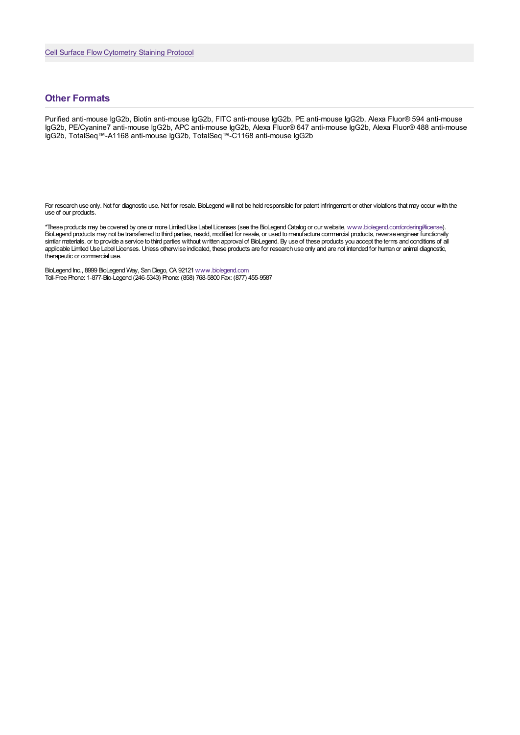[Cell Surface Flow Cytometry Staining Protocol]

## Other Formats

Purified anti-mouse IgG2b, Biotin anti-mouse IgG2b, FITC anti-mouse IgG2b, PE anti-mouse IgG2b, Alexa Fluor® 594 anti-mouse IgG2b, PE/Cyanine7 anti-mouse IgG2b, APC anti-mouse IgG2b, Alexa Fluor® 647 anti-mouse IgG2b, Alexa Fluor® 488 anti-mouse IgG2b, TotalSeq™-A1168 anti-mouse IgG2b, TotalSeq™-C1168 anti-mouse IgG2b

For research use only. Not for diagnostic use. Not for resale. BioLegend will not be held responsible for patent infringement or other violations that may occur with the use of our products.

*These products may be covered by one or more Limited Use Label Licenses (see the BioLegend Catalog or our website, www.biolegend.com/ordering#license). BioLegend products may not be transferred to third parties, resold, modified for resale, or used to manufacture commercial products, reverse engineer functionally similar materials, or to provide a service to third parties without written approval of BioLegend. By use of these products you accept the terms and conditions of all applicable Limited Use Label Licenses. Unless otherwise indicated, these products are for research use only and are not intended for human or animal diagnostic, therapeutic or commercial use.

BioLegend Inc., 8999 BioLegend Way, San Diego, CA 92121 www.biolegend.com
Toll-Free Phone: 1-877-Bio-Legend (246-5343) Phone: (858) 768-5800 Fax: (877) 455-9587